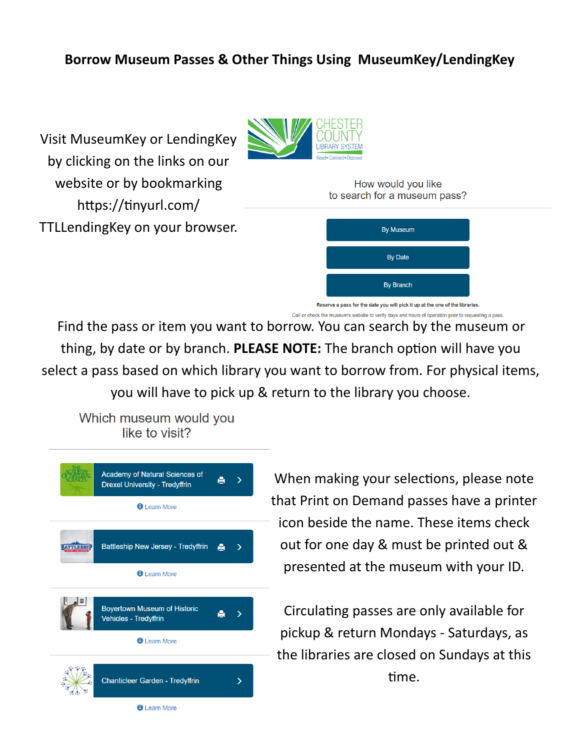# Borrow Museum Passes & Other Things Using MuseumKey/LendingKey

Visit MuseumKey or LendingKey by clicking on the links on our website or by bookmarking https://tinyurl.com/TTLLendingKey on your browser.

CHESTER COUNTY LIBRARY SYSTEM
Read • Connect • Discover

How would you like to search for a museum pass?

- By Museum
- By Date
- By Branch

Reserve a pass for the date you will pick it up at the one of the libraries.

Call or check the museum's website to verify days and hours of operation prior to requesting a pass.

Find the pass or item you want to borrow. You can search by the museum or thing, by date or by branch. **PLEASE NOTE:** The branch option will have you select a pass based on which library you want to borrow from. For physical items, you will have to pick up & return to the library you choose.

Which museum would you like to visit?

- Academy of Natural Sciences of Drexel University - Tredyffrin — Learn More
- Battleship New Jersey - Tredyffrin — Learn More
- Boyertown Museum of Historic Vehicles - Tredyffrin — Learn More
- Chanticleer Garden - Tredyffrin — Learn More

When making your selections, please note that Print on Demand passes have a printer icon beside the name. These items check out for one day & must be printed out & presented at the museum with your ID.

Circulating passes are only available for pickup & return Mondays - Saturdays, as the libraries are closed on Sundays at this time.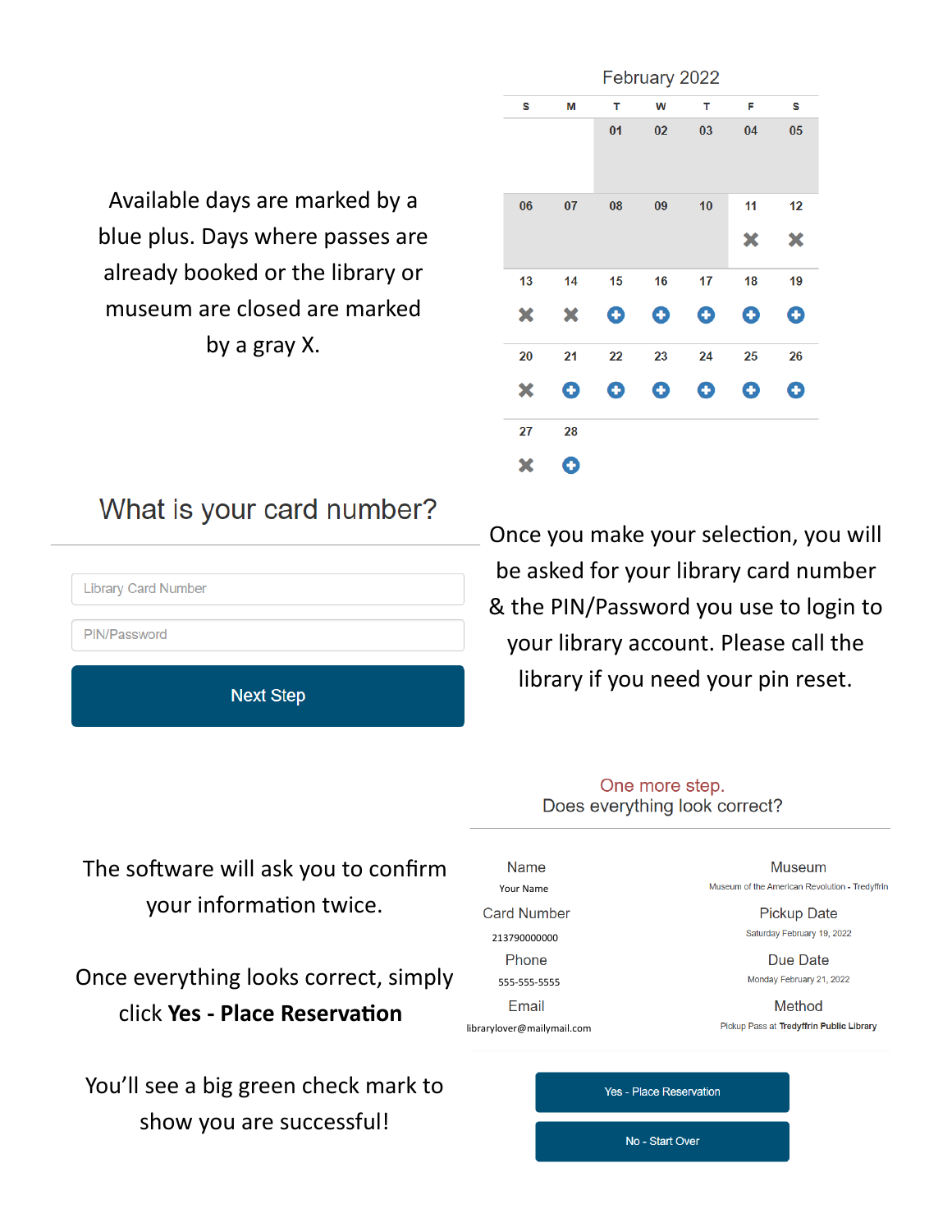Available days are marked by a blue plus. Days where passes are already booked or the library or museum are closed are marked by a gray X.

**February 2022**

| S | M | T | W | T | F | S |
|---|---|---|---|---|---|---|
| | | 01 | 02 | 03 | 04 | 05 |
| 06 | 07 | 08 | 09 | 10 | 11 ✖ | 12 ✖ |
| 13 ✖ | 14 ✖ | 15 ⊕ | 16 ⊕ | 17 ⊕ | 18 ⊕ | 19 ⊕ |
| 20 ✖ | 21 ⊕ | 22 ⊕ | 23 ⊕ | 24 ⊕ | 25 ⊕ | 26 ⊕ |
| 27 ✖ | 28 ⊕ | | | | | |

## What is your card number?

Library Card Number

PIN/Password

Next Step

Once you make your selection, you will be asked for your library card number & the PIN/Password you use to login to your library account. Please call the library if you need your pin reset.

The software will ask you to confirm your information twice.

Once everything looks correct, simply click **Yes - Place Reservation**

You'll see a big green check mark to show you are successful!

One more step.
Does everything look correct?

| | |
|---|---|
| **Name**<br>Your Name | **Museum**<br>Museum of the American Revolution - Tredyffrin |
| **Card Number**<br>213790000000 | **Pickup Date**<br>Saturday February 19, 2022 |
| **Phone**<br>555-555-5555 | **Due Date**<br>Monday February 21, 2022 |
| **Email**<br>librarylover@mailymail.com | **Method**<br>Pickup Pass at **Tredyffrin Public Library** |

Yes - Place Reservation

No - Start Over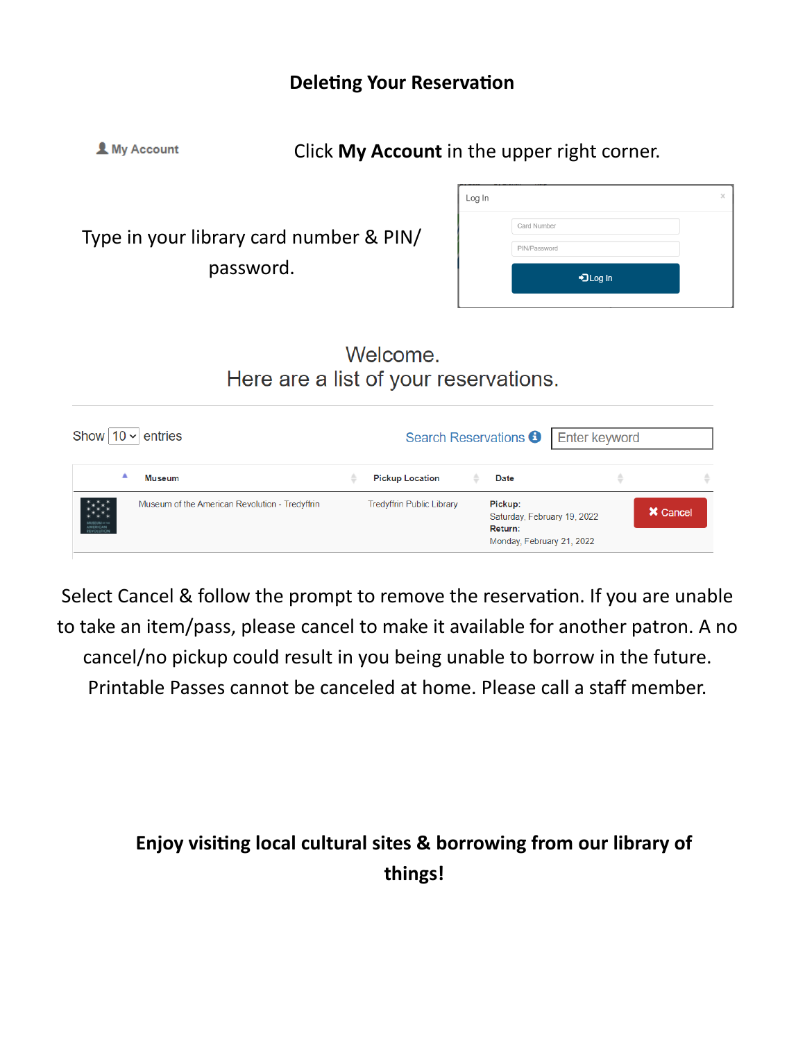## Deleting Your Reservation

My Account

Click **My Account** in the upper right corner.

Type in your library card number & PIN/ password.

Log In

Card Number

PIN/Password

Log In

Welcome.
Here are a list of your reservations.

Show 10 entries

Search Reservations

Enter keyword

| | Museum | Pickup Location | Date | |
|---|---|---|---|---|
| | Museum of the American Revolution - Tredyffrin | Tredyffrin Public Library | **Pickup:** Saturday, February 19, 2022 **Return:** Monday, February 21, 2022 | Cancel |

Select Cancel & follow the prompt to remove the reservation. If you are unable to take an item/pass, please cancel to make it available for another patron. A no cancel/no pickup could result in you being unable to borrow in the future. Printable Passes cannot be canceled at home. Please call a staff member.

**Enjoy visiting local cultural sites & borrowing from our library of things!**